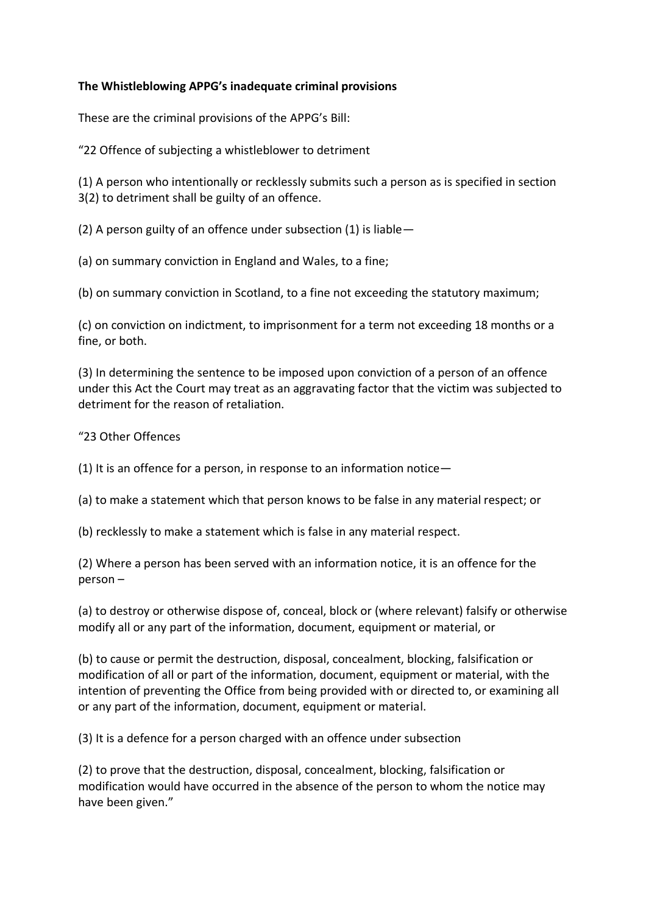**The Whistleblowing APPG's inadequate criminal provisions**

These are the criminal provisions of the APPG's Bill:

"22 Offence of subjecting a whistleblower to detriment

(1) A person who intentionally or recklessly submits such a person as is specified in section 3(2) to detriment shall be guilty of an offence.

(2) A person guilty of an offence under subsection (1) is liable—

(a) on summary conviction in England and Wales, to a fine;

(b) on summary conviction in Scotland, to a fine not exceeding the statutory maximum;

(c) on conviction on indictment, to imprisonment for a term not exceeding 18 months or a fine, or both.

(3) In determining the sentence to be imposed upon conviction of a person of an offence under this Act the Court may treat as an aggravating factor that the victim was subjected to detriment for the reason of retaliation.

"23 Other Offences

(1) It is an offence for a person, in response to an information notice—

(a) to make a statement which that person knows to be false in any material respect; or

(b) recklessly to make a statement which is false in any material respect.

(2) Where a person has been served with an information notice, it is an offence for the person –

(a) to destroy or otherwise dispose of, conceal, block or (where relevant) falsify or otherwise modify all or any part of the information, document, equipment or material, or

(b) to cause or permit the destruction, disposal, concealment, blocking, falsification or modification of all or part of the information, document, equipment or material, with the intention of preventing the Office from being provided with or directed to, or examining all or any part of the information, document, equipment or material.

(3) It is a defence for a person charged with an offence under subsection

(2) to prove that the destruction, disposal, concealment, blocking, falsification or modification would have occurred in the absence of the person to whom the notice may have been given."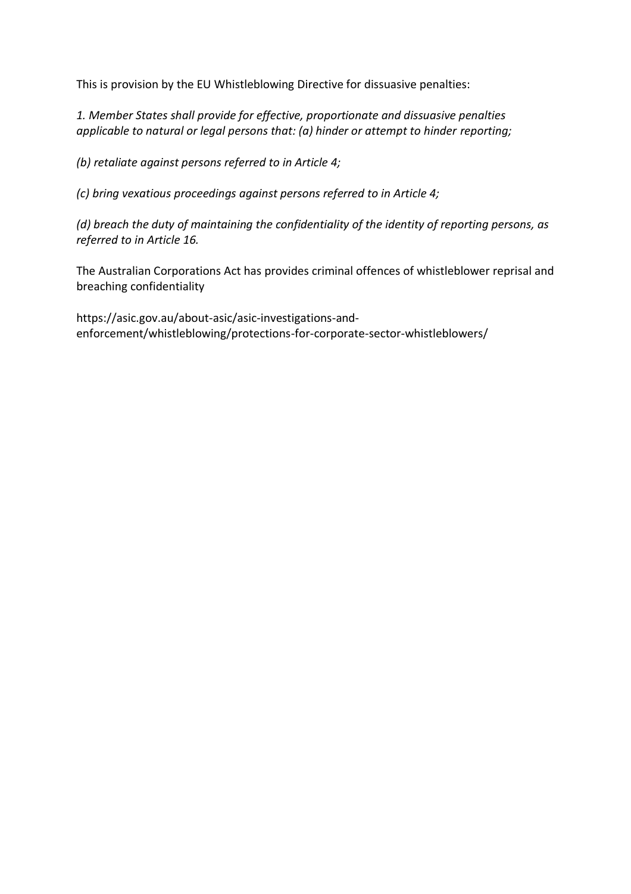This is provision by the EU Whistleblowing Directive for dissuasive penalties:

*1. Member States shall provide for effective, proportionate and dissuasive penalties applicable to natural or legal persons that: (a) hinder or attempt to hinder reporting;*

*(b) retaliate against persons referred to in Article 4;*

*(c) bring vexatious proceedings against persons referred to in Article 4;*

*(d) breach the duty of maintaining the confidentiality of the identity of reporting persons, as referred to in Article 16.*

The Australian Corporations Act has provides criminal offences of whistleblower reprisal and breaching confidentiality

https://asic.gov.au/about-asic/asic-investigations-and-enforcement/whistleblowing/protections-for-corporate-sector-whistleblowers/